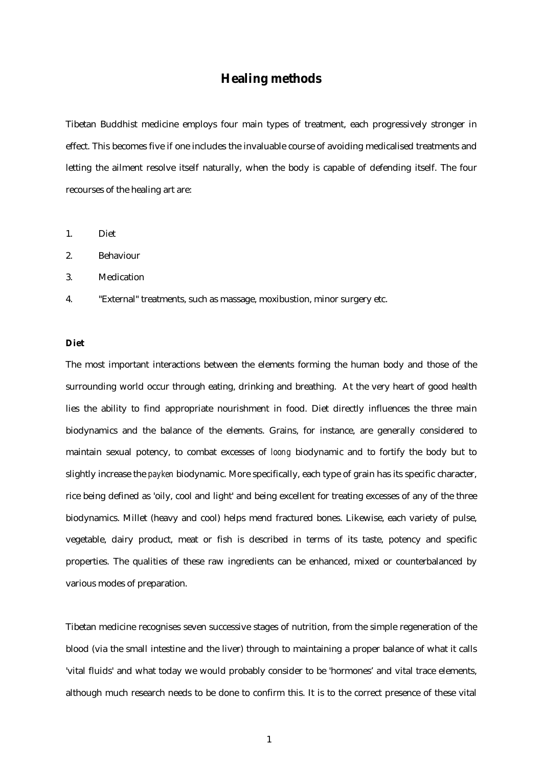# Healing methods

Tibetan Buddhist medicine employs four main types of treatment, each progressively stronger in effect. This becomes five if one includes the invaluable course of avoiding medicalised treatments and letting the ailment resolve itself naturally, when the body is capable of defending itself. The four recourses of the healing art are:

1. Diet
2. Behaviour
3. Medication
4. "External" treatments, such as massage, moxibustion, minor surgery etc.

**Diet**

The most important interactions between the elements forming the human body and those of the surrounding world occur through eating, drinking and breathing. At the very heart of good health lies the ability to find appropriate nourishment in food. Diet directly influences the three main biodynamics and the balance of the elements. Grains, for instance, are generally considered to maintain sexual potency, to combat excesses of *loong* biodynamic and to fortify the body but to slightly increase the *payken* biodynamic. More specifically, each type of grain has its specific character, rice being defined as 'oily, cool and light' and being excellent for treating excesses of any of the three biodynamics. Millet (heavy and cool) helps mend fractured bones. Likewise, each variety of pulse, vegetable, dairy product, meat or fish is described in terms of its taste, potency and specific properties. The qualities of these raw ingredients can be enhanced, mixed or counterbalanced by various modes of preparation.

Tibetan medicine recognises seven successive stages of nutrition, from the simple regeneration of the blood (via the small intestine and the liver) through to maintaining a proper balance of what it calls 'vital fluids' and what today we would probably consider to be 'hormones' and vital trace elements, although much research needs to be done to confirm this. It is to the correct presence of these vital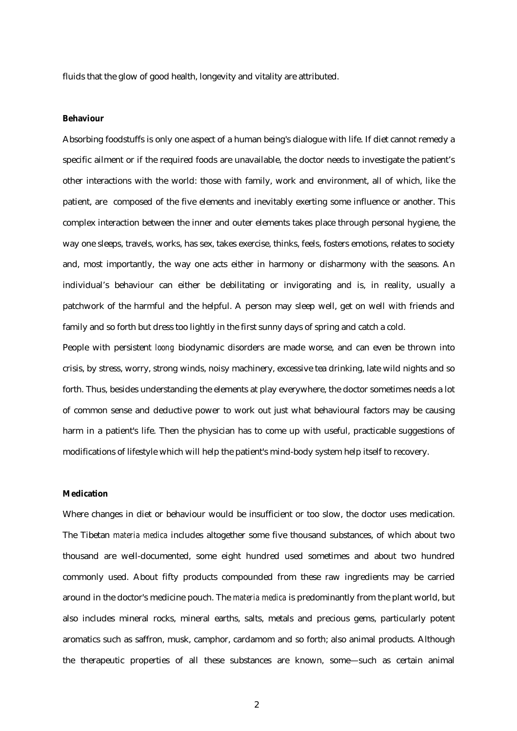fluids that the glow of good health, longevity and vitality are attributed.

**Behaviour**

Absorbing foodstuffs is only one aspect of a human being's dialogue with life. If diet cannot remedy a specific ailment or if the required foods are unavailable, the doctor needs to investigate the patient's other interactions with the world: those with family, work and environment, all of which, like the patient, are composed of the five elements and inevitably exerting some influence or another. This complex interaction between the inner and outer elements takes place through personal hygiene, the way one sleeps, travels, works, has sex, takes exercise, thinks, feels, fosters emotions, relates to society and, most importantly, the way one acts either in harmony or disharmony with the seasons. An individual's behaviour can either be debilitating or invigorating and is, in reality, usually a patchwork of the harmful and the helpful. A person may sleep well, get on well with friends and family and so forth but dress too lightly in the first sunny days of spring and catch a cold.

People with persistent *loong* biodynamic disorders are made worse, and can even be thrown into crisis, by stress, worry, strong winds, noisy machinery, excessive tea drinking, late wild nights and so forth. Thus, besides understanding the elements at play everywhere, the doctor sometimes needs a lot of common sense and deductive power to work out just what behavioural factors may be causing harm in a patient's life. Then the physician has to come up with useful, practicable suggestions of modifications of lifestyle which will help the patient's mind-body system help itself to recovery.

**Medication**

Where changes in diet or behaviour would be insufficient or too slow, the doctor uses medication. The Tibetan *materia medica* includes altogether some five thousand substances, of which about two thousand are well-documented, some eight hundred used sometimes and about two hundred commonly used. About fifty products compounded from these raw ingredients may be carried around in the doctor's medicine pouch. The *materia medica* is predominantly from the plant world, but also includes mineral rocks, mineral earths, salts, metals and precious gems, particularly potent aromatics such as saffron, musk, camphor, cardamom and so forth; also animal products. Although the therapeutic properties of all these substances are known, some—such as certain animal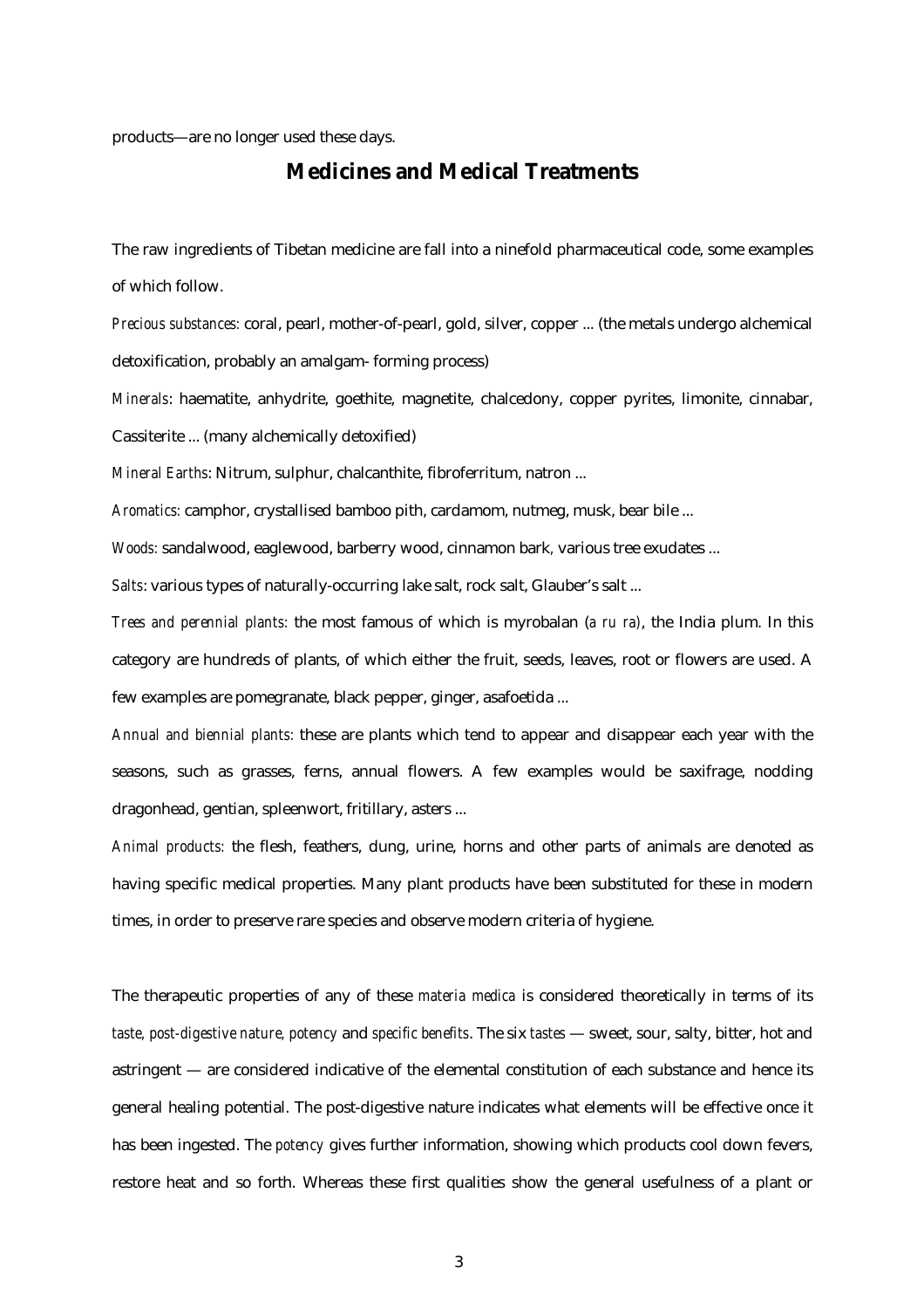products—are no longer used these days.

## Medicines and Medical Treatments

The raw ingredients of Tibetan medicine are fall into a ninefold pharmaceutical code, some examples of which follow.

*Precious substances:* coral, pearl, mother-of-pearl, gold, silver, copper ... (the metals undergo alchemical detoxification, probably an amalgam- forming process)

*Minerals*: haematite, anhydrite, goethite, magnetite, chalcedony, copper pyrites, limonite, cinnabar, Cassiterite ... (many alchemically detoxified)

*Mineral Earths*: Nitrum, sulphur, chalcanthite, fibroferritum, natron ...

*Aromatics:* camphor, crystallised bamboo pith, cardamom, nutmeg, musk, bear bile ...

*Woods:* sandalwood, eaglewood, barberry wood, cinnamon bark, various tree exudates ...

*Salts*: various types of naturally-occurring lake salt, rock salt, Glauber's salt ...

*Trees and perennial plants:* the most famous of which is myrobalan (*a ru ra*), the India plum. In this category are hundreds of plants, of which either the fruit, seeds, leaves, root or flowers are used. A few examples are pomegranate, black pepper, ginger, asafoetida ...

*Annual and biennial plants:* these are plants which tend to appear and disappear each year with the seasons, such as grasses, ferns, annual flowers. A few examples would be saxifrage, nodding dragonhead, gentian, spleenwort, fritillary, asters ...

*Animal products:* the flesh, feathers, dung, urine, horns and other parts of animals are denoted as having specific medical properties. Many plant products have been substituted for these in modern times, in order to preserve rare species and observe modern criteria of hygiene.

The therapeutic properties of any of these *materia medica* is considered theoretically in terms of its *taste, post-digestive nature, potency* and *specific benefits*. The six *tastes* — sweet, sour, salty, bitter, hot and astringent — are considered indicative of the elemental constitution of each substance and hence its general healing potential. The post-digestive nature indicates what elements will be effective once it has been ingested. The *potency* gives further information, showing which products cool down fevers, restore heat and so forth. Whereas these first qualities show the general usefulness of a plant or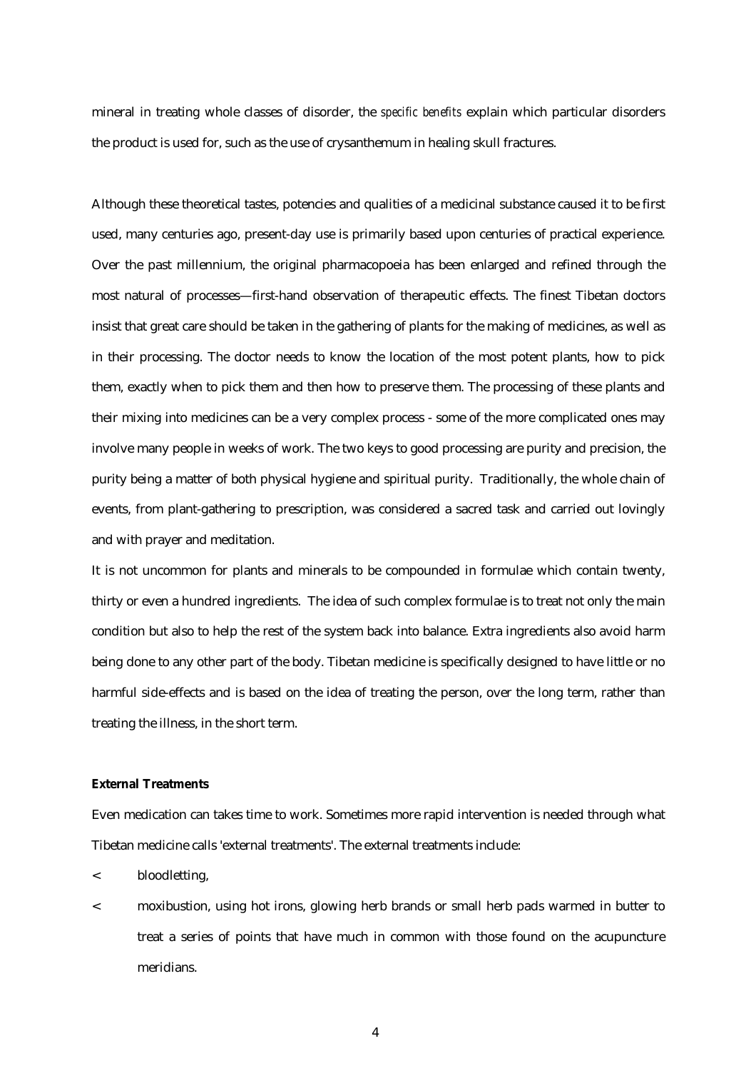mineral in treating whole classes of disorder, the *specific benefits* explain which particular disorders the product is used for, such as the use of crysanthemum in healing skull fractures.

Although these theoretical tastes, potencies and qualities of a medicinal substance caused it to be first used, many centuries ago, present-day use is primarily based upon centuries of practical experience. Over the past millennium, the original pharmacopoeia has been enlarged and refined through the most natural of processes—first-hand observation of therapeutic effects. The finest Tibetan doctors insist that great care should be taken in the gathering of plants for the making of medicines, as well as in their processing. The doctor needs to know the location of the most potent plants, how to pick them, exactly when to pick them and then how to preserve them. The processing of these plants and their mixing into medicines can be a very complex process - some of the more complicated ones may involve many people in weeks of work. The two keys to good processing are purity and precision, the purity being a matter of both physical hygiene and spiritual purity. Traditionally, the whole chain of events, from plant-gathering to prescription, was considered a sacred task and carried out lovingly and with prayer and meditation.

It is not uncommon for plants and minerals to be compounded in formulae which contain twenty, thirty or even a hundred ingredients. The idea of such complex formulae is to treat not only the main condition but also to help the rest of the system back into balance. Extra ingredients also avoid harm being done to any other part of the body. Tibetan medicine is specifically designed to have little or no harmful side-effects and is based on the idea of treating the person, over the long term, rather than treating the illness, in the short term.

**External Treatments**

Even medication can takes time to work. Sometimes more rapid intervention is needed through what Tibetan medicine calls 'external treatments'. The external treatments include:

- bloodletting,
- moxibustion, using hot irons, glowing herb brands or small herb pads warmed in butter to treat a series of points that have much in common with those found on the acupuncture meridians.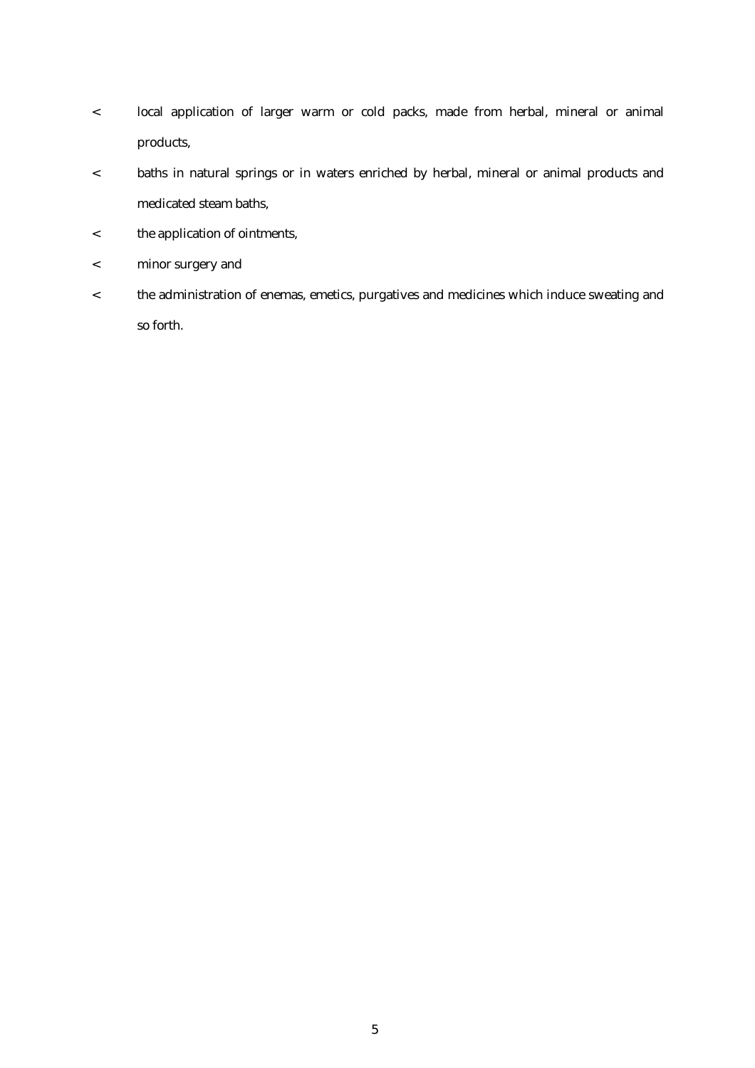- local application of larger warm or cold packs, made from herbal, mineral or animal products,
- baths in natural springs or in waters enriched by herbal, mineral or animal products and medicated steam baths,
- the application of ointments,
- minor surgery and
- the administration of enemas, emetics, purgatives and medicines which induce sweating and so forth.